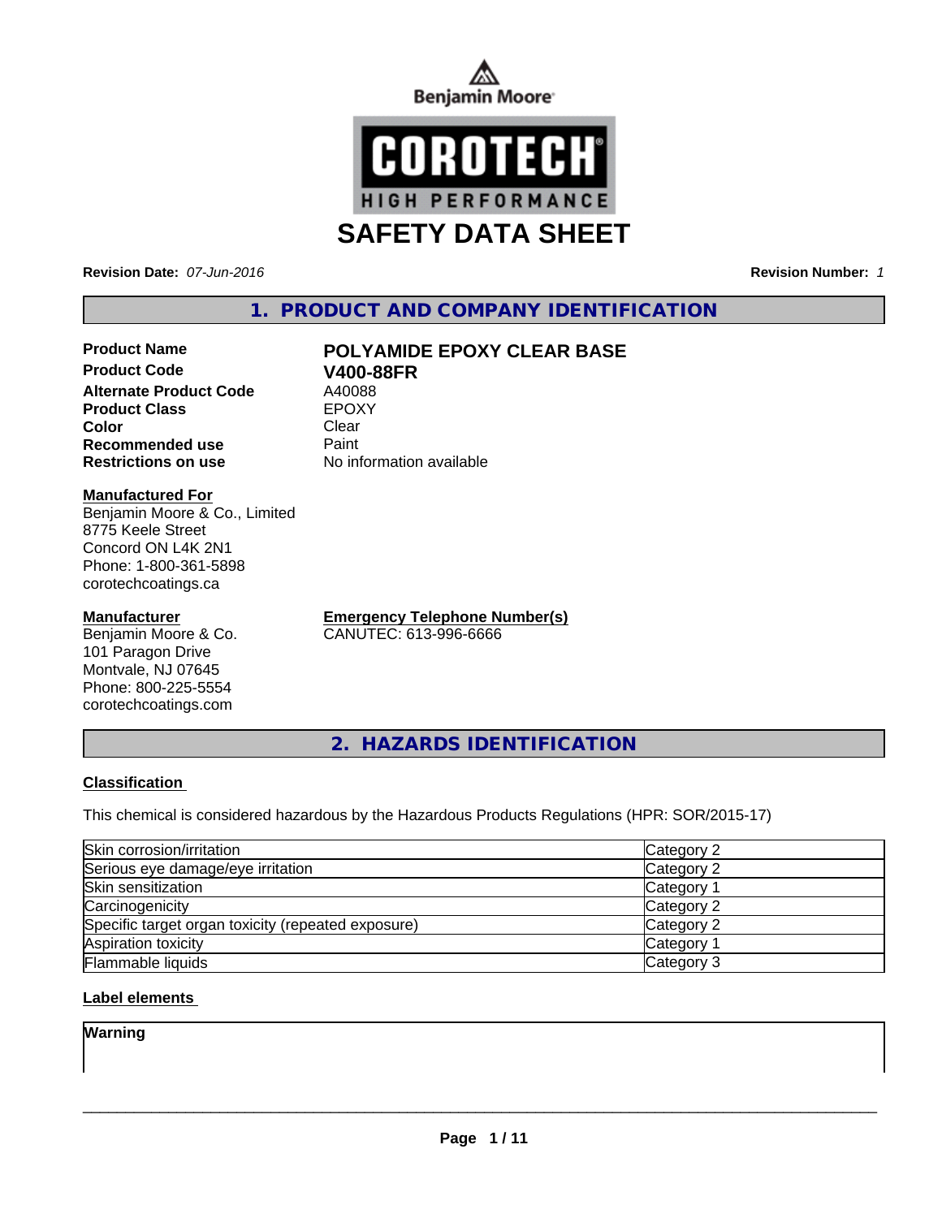Benjamin Moore

COROTECH
HIGH PERFORMANCE

# SAFETY DATA SHEET

**Revision Date:** *07-Jun-2016* **Revision Number:** *1*

## 1. PRODUCT AND COMPANY IDENTIFICATION

**Product Name** **POLYAMIDE EPOXY CLEAR BASE**
**Product Code** **V400-88FR**
**Alternate Product Code** A40088
**Product Class** EPOXY
**Color** Clear
**Recommended use** Paint
**Restrictions on use** No information available

**Manufactured For**
Benjamin Moore & Co., Limited
8775 Keele Street
Concord ON L4K 2N1
Phone: 1-800-361-5898
corotechcoatings.ca

**Manufacturer**
Benjamin Moore & Co.
101 Paragon Drive
Montvale, NJ 07645
Phone: 800-225-5554
corotechcoatings.com

**Emergency Telephone Number(s)**
CANUTEC: 613-996-6666

## 2. HAZARDS IDENTIFICATION

### Classification

This chemical is considered hazardous by the Hazardous Products Regulations (HPR: SOR/2015-17)

| | |
|---|---|
| Skin corrosion/irritation | Category 2 |
| Serious eye damage/eye irritation | Category 2 |
| Skin sensitization | Category 1 |
| Carcinogenicity | Category 2 |
| Specific target organ toxicity (repeated exposure) | Category 2 |
| Aspiration toxicity | Category 1 |
| Flammable liquids | Category 3 |

### Label elements

**Warning**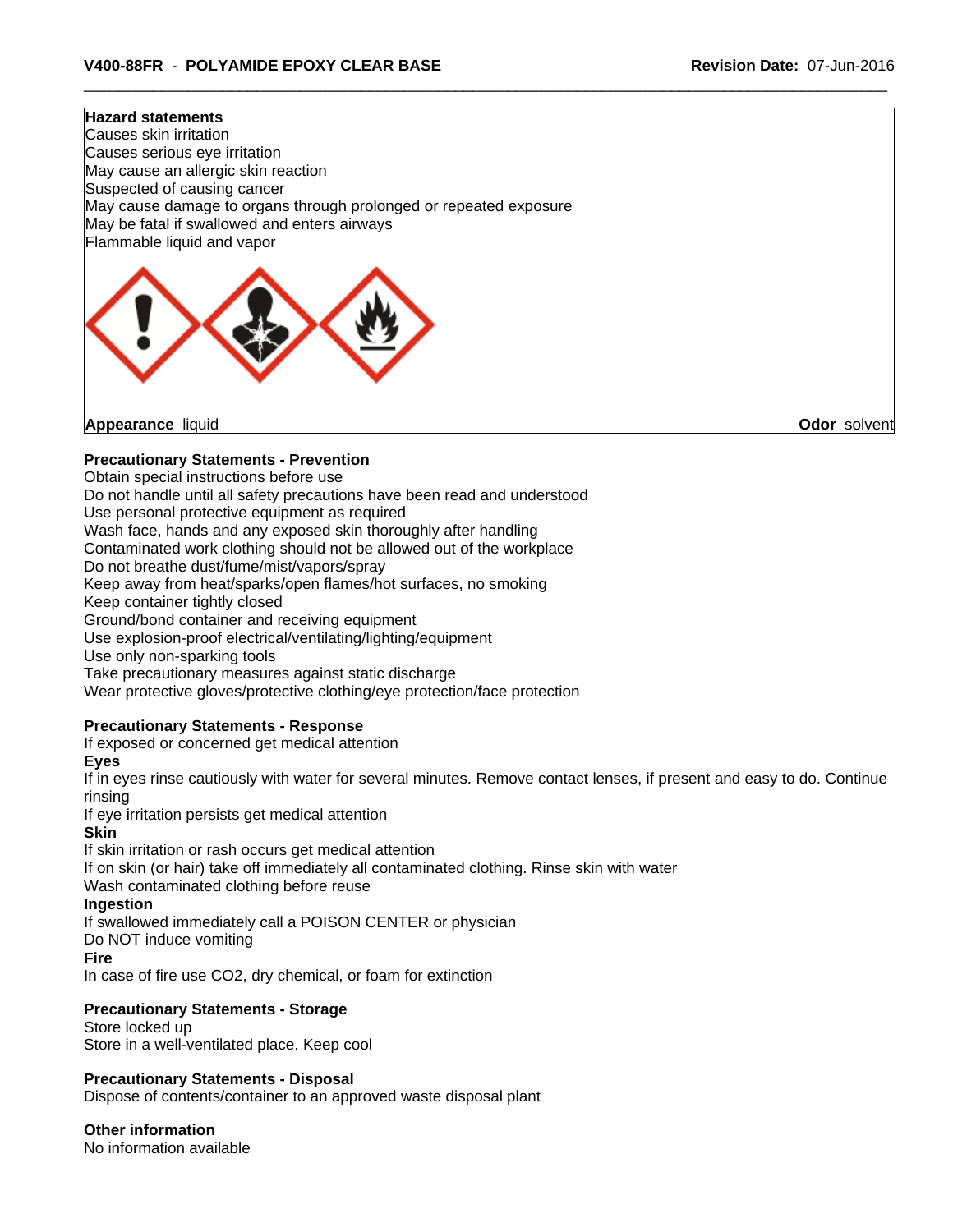**Hazard statements**
Causes skin irritation
Causes serious eye irritation
May cause an allergic skin reaction
Suspected of causing cancer
May cause damage to organs through prolonged or repeated exposure
May be fatal if swallowed and enters airways
Flammable liquid and vapor

**Appearance** liquid **Odor** solvent

**Precautionary Statements - Prevention**
Obtain special instructions before use
Do not handle until all safety precautions have been read and understood
Use personal protective equipment as required
Wash face, hands and any exposed skin thoroughly after handling
Contaminated work clothing should not be allowed out of the workplace
Do not breathe dust/fume/mist/vapors/spray
Keep away from heat/sparks/open flames/hot surfaces, no smoking
Keep container tightly closed
Ground/bond container and receiving equipment
Use explosion-proof electrical/ventilating/lighting/equipment
Use only non-sparking tools
Take precautionary measures against static discharge
Wear protective gloves/protective clothing/eye protection/face protection

**Precautionary Statements - Response**
If exposed or concerned get medical attention
**Eyes**
If in eyes rinse cautiously with water for several minutes. Remove contact lenses, if present and easy to do. Continue rinsing
If eye irritation persists get medical attention
**Skin**
If skin irritation or rash occurs get medical attention
If on skin (or hair) take off immediately all contaminated clothing. Rinse skin with water
Wash contaminated clothing before reuse
**Ingestion**
If swallowed immediately call a POISON CENTER or physician
Do NOT induce vomiting
**Fire**
In case of fire use $CO_2$, dry chemical, or foam for extinction

**Precautionary Statements - Storage**
Store locked up
Store in a well-ventilated place. Keep cool

**Precautionary Statements - Disposal**
Dispose of contents/container to an approved waste disposal plant

**Other information**
No information available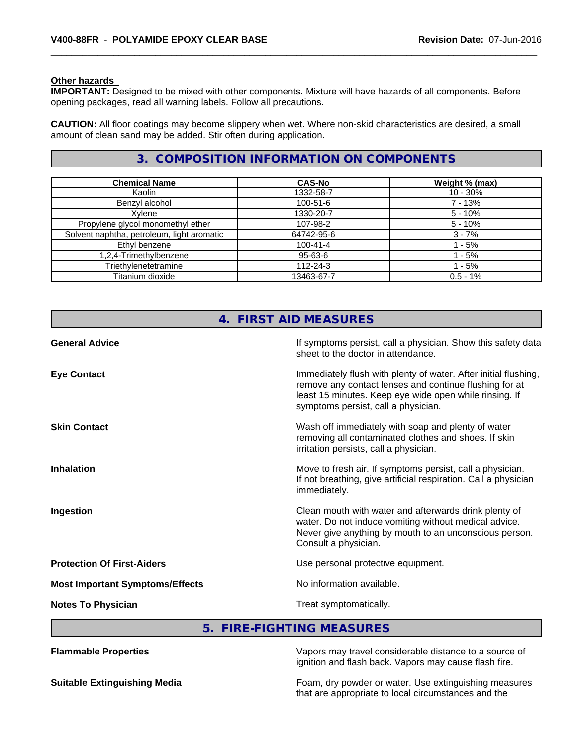**Other hazards**

**IMPORTANT:** Designed to be mixed with other components. Mixture will have hazards of all components. Before opening packages, read all warning labels. Follow all precautions.

**CAUTION:** All floor coatings may become slippery when wet. Where non-skid characteristics are desired, a small amount of clean sand may be added. Stir often during application.

## 3. COMPOSITION INFORMATION ON COMPONENTS

| Chemical Name | CAS-No | Weight % (max) |
|---|---|---|
| Kaolin | 1332-58-7 | 10 - 30% |
| Benzyl alcohol | 100-51-6 | 7 - 13% |
| Xylene | 1330-20-7 | 5 - 10% |
| Propylene glycol monomethyl ether | 107-98-2 | 5 - 10% |
| Solvent naphtha, petroleum, light aromatic | 64742-95-6 | 3 - 7% |
| Ethyl benzene | 100-41-4 | 1 - 5% |
| 1,2,4-Trimethylbenzene | 95-63-6 | 1 - 5% |
| Triethylenetetramine | 112-24-3 | 1 - 5% |
| Titanium dioxide | 13463-67-7 | 0.5 - 1% |

## 4. FIRST AID MEASURES

**General Advice**
If symptoms persist, call a physician. Show this safety data sheet to the doctor in attendance.

**Eye Contact**
Immediately flush with plenty of water. After initial flushing, remove any contact lenses and continue flushing for at least 15 minutes. Keep eye wide open while rinsing. If symptoms persist, call a physician.

**Skin Contact**
Wash off immediately with soap and plenty of water removing all contaminated clothes and shoes. If skin irritation persists, call a physician.

**Inhalation**
Move to fresh air. If symptoms persist, call a physician. If not breathing, give artificial respiration. Call a physician immediately.

**Ingestion**
Clean mouth with water and afterwards drink plenty of water. Do not induce vomiting without medical advice. Never give anything by mouth to an unconscious person. Consult a physician.

**Protection Of First-Aiders**
Use personal protective equipment.

**Most Important Symptoms/Effects**
No information available.

**Notes To Physician**
Treat symptomatically.

## 5. FIRE-FIGHTING MEASURES

**Flammable Properties**
Vapors may travel considerable distance to a source of ignition and flash back. Vapors may cause flash fire.

**Suitable Extinguishing Media**
Foam, dry powder or water. Use extinguishing measures that are appropriate to local circumstances and the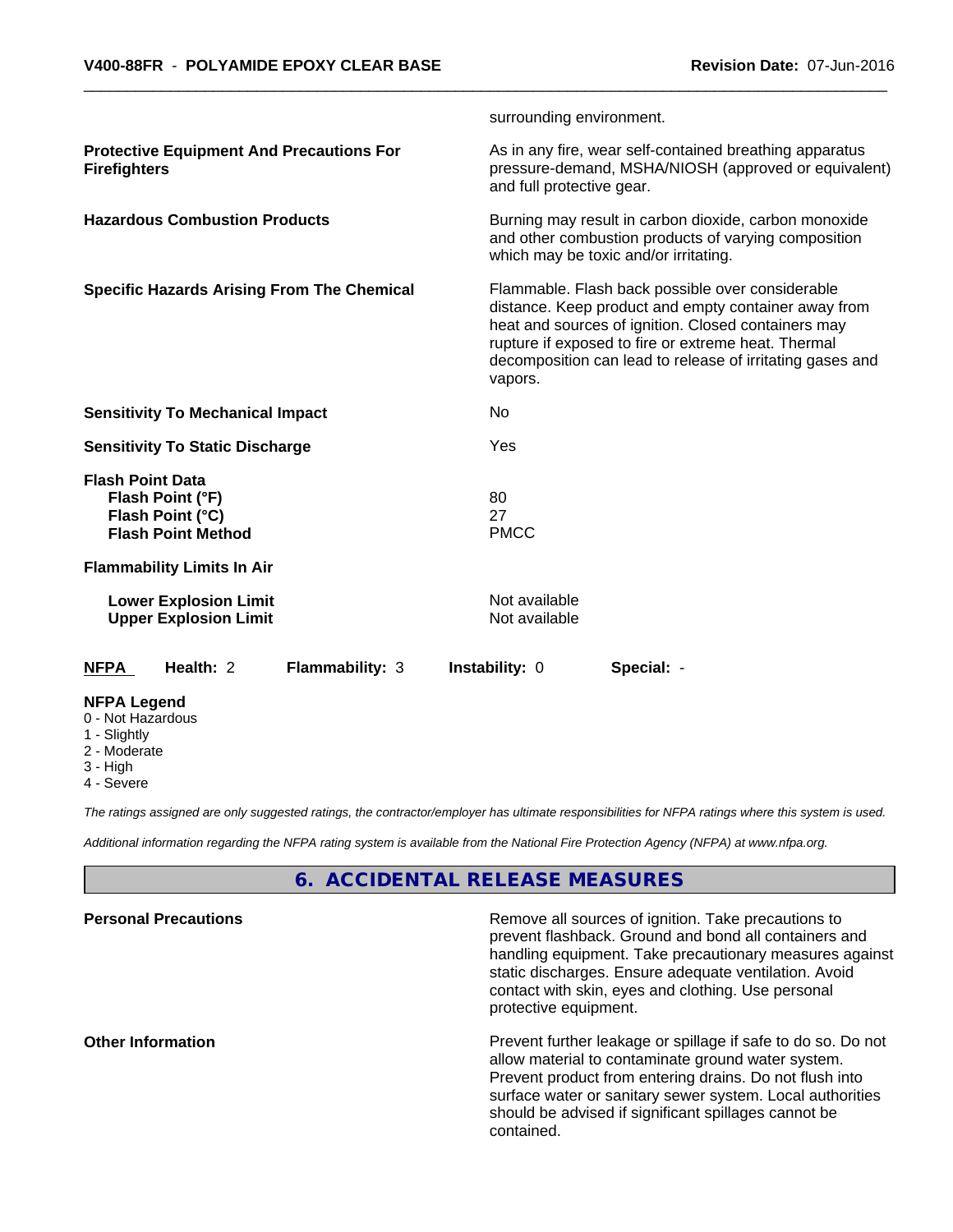surrounding environment.

| | |
|---|---|
| **Protective Equipment And Precautions For Firefighters** | As in any fire, wear self-contained breathing apparatus pressure-demand, MSHA/NIOSH (approved or equivalent) and full protective gear. |
| **Hazardous Combustion Products** | Burning may result in carbon dioxide, carbon monoxide and other combustion products of varying composition which may be toxic and/or irritating. |
| **Specific Hazards Arising From The Chemical** | Flammable. Flash back possible over considerable distance. Keep product and empty container away from heat and sources of ignition. Closed containers may rupture if exposed to fire or extreme heat. Thermal decomposition can lead to release of irritating gases and vapors. |
| **Sensitivity To Mechanical Impact** | No |
| **Sensitivity To Static Discharge** | Yes |

**Flash Point Data**

| | |
|---|---|
| **Flash Point (°F)** | 80 |
| **Flash Point (°C)** | 27 |
| **Flash Point Method** | PMCC |

**Flammability Limits In Air**

| | |
|---|---|
| **Lower Explosion Limit** | Not available |
| **Upper Explosion Limit** | Not available |

| **NFPA** | **Health:** 2 | **Flammability:** 3 | **Instability:** 0 | **Special:** - |
|---|---|---|---|---|

**NFPA Legend**
- 0 - Not Hazardous
- 1 - Slightly
- 2 - Moderate
- 3 - High
- 4 - Severe

*The ratings assigned are only suggested ratings, the contractor/employer has ultimate responsibilities for NFPA ratings where this system is used.*

*Additional information regarding the NFPA rating system is available from the National Fire Protection Agency (NFPA) at www.nfpa.org.*

## 6. ACCIDENTAL RELEASE MEASURES

| | |
|---|---|
| **Personal Precautions** | Remove all sources of ignition. Take precautions to prevent flashback. Ground and bond all containers and handling equipment. Take precautionary measures against static discharges. Ensure adequate ventilation. Avoid contact with skin, eyes and clothing. Use personal protective equipment. |
| **Other Information** | Prevent further leakage or spillage if safe to do so. Do not allow material to contaminate ground water system. Prevent product from entering drains. Do not flush into surface water or sanitary sewer system. Local authorities should be advised if significant spillages cannot be contained. |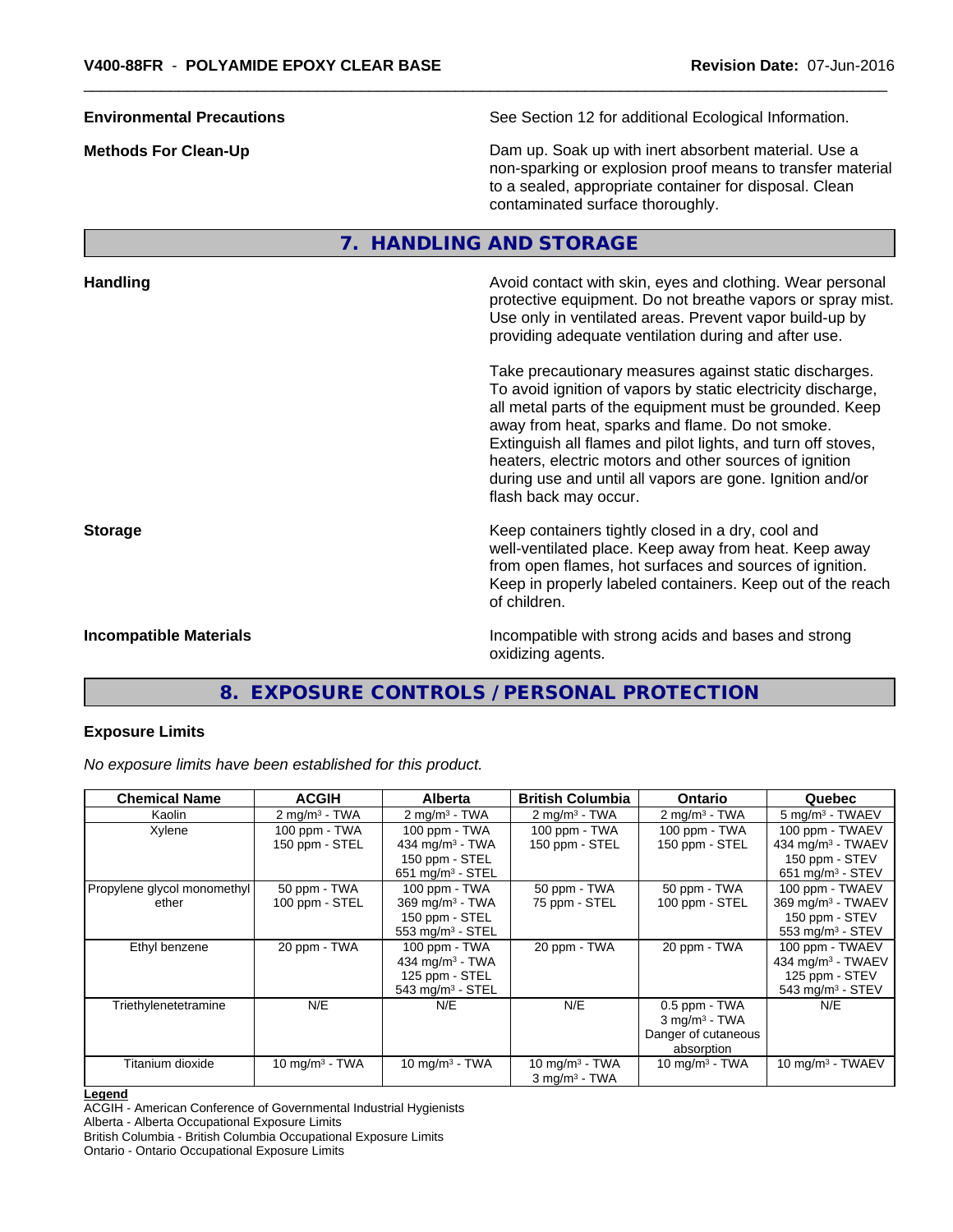**Environmental Precautions** See Section 12 for additional Ecological Information.

**Methods For Clean-Up** Dam up. Soak up with inert absorbent material. Use a non-sparking or explosion proof means to transfer material to a sealed, appropriate container for disposal. Clean contaminated surface thoroughly.

## 7. HANDLING AND STORAGE

**Handling** Avoid contact with skin, eyes and clothing. Wear personal protective equipment. Do not breathe vapors or spray mist. Use only in ventilated areas. Prevent vapor build-up by providing adequate ventilation during and after use.

Take precautionary measures against static discharges. To avoid ignition of vapors by static electricity discharge, all metal parts of the equipment must be grounded. Keep away from heat, sparks and flame. Do not smoke. Extinguish all flames and pilot lights, and turn off stoves, heaters, electric motors and other sources of ignition during use and until all vapors are gone. Ignition and/or flash back may occur.

**Storage** Keep containers tightly closed in a dry, cool and well-ventilated place. Keep away from heat. Keep away from open flames, hot surfaces and sources of ignition. Keep in properly labeled containers. Keep out of the reach of children.

**Incompatible Materials** Incompatible with strong acids and bases and strong oxidizing agents.

## 8. EXPOSURE CONTROLS / PERSONAL PROTECTION

### Exposure Limits

*No exposure limits have been established for this product.*

| Chemical Name | ACGIH | Alberta | British Columbia | Ontario | Quebec |
|---|---|---|---|---|---|
| Kaolin | 2 mg/m³ - TWA | 2 mg/m³ - TWA | 2 mg/m³ - TWA | 2 mg/m³ - TWA | 5 mg/m³ - TWAEV |
| Xylene | 100 ppm - TWA<br>150 ppm - STEL | 100 ppm - TWA<br>434 mg/m³ - TWA<br>150 ppm - STEL<br>651 mg/m³ - STEL | 100 ppm - TWA<br>150 ppm - STEL | 100 ppm - TWA<br>150 ppm - STEL | 100 ppm - TWAEV<br>434 mg/m³ - TWAEV<br>150 ppm - STEV<br>651 mg/m³ - STEV |
| Propylene glycol monomethyl ether | 50 ppm - TWA<br>100 ppm - STEL | 100 ppm - TWA<br>369 mg/m³ - TWA<br>150 ppm - STEL<br>553 mg/m³ - STEL | 50 ppm - TWA<br>75 ppm - STEL | 50 ppm - TWA<br>100 ppm - STEL | 100 ppm - TWAEV<br>369 mg/m³ - TWAEV<br>150 ppm - STEV<br>553 mg/m³ - STEV |
| Ethyl benzene | 20 ppm - TWA | 100 ppm - TWA<br>434 mg/m³ - TWA<br>125 ppm - STEL<br>543 mg/m³ - STEL | 20 ppm - TWA | 20 ppm - TWA | 100 ppm - TWAEV<br>434 mg/m³ - TWAEV<br>125 ppm - STEV<br>543 mg/m³ - STEV |
| Triethylenetetramine | N/E | N/E | N/E | 0.5 ppm - TWA<br>3 mg/m³ - TWA<br>Danger of cutaneous absorption | N/E |
| Titanium dioxide | 10 mg/m³ - TWA | 10 mg/m³ - TWA | 10 mg/m³ - TWA<br>3 mg/m³ - TWA | 10 mg/m³ - TWA | 10 mg/m³ - TWAEV |

**Legend**

ACGIH - American Conference of Governmental Industrial Hygienists
Alberta - Alberta Occupational Exposure Limits
British Columbia - British Columbia Occupational Exposure Limits
Ontario - Ontario Occupational Exposure Limits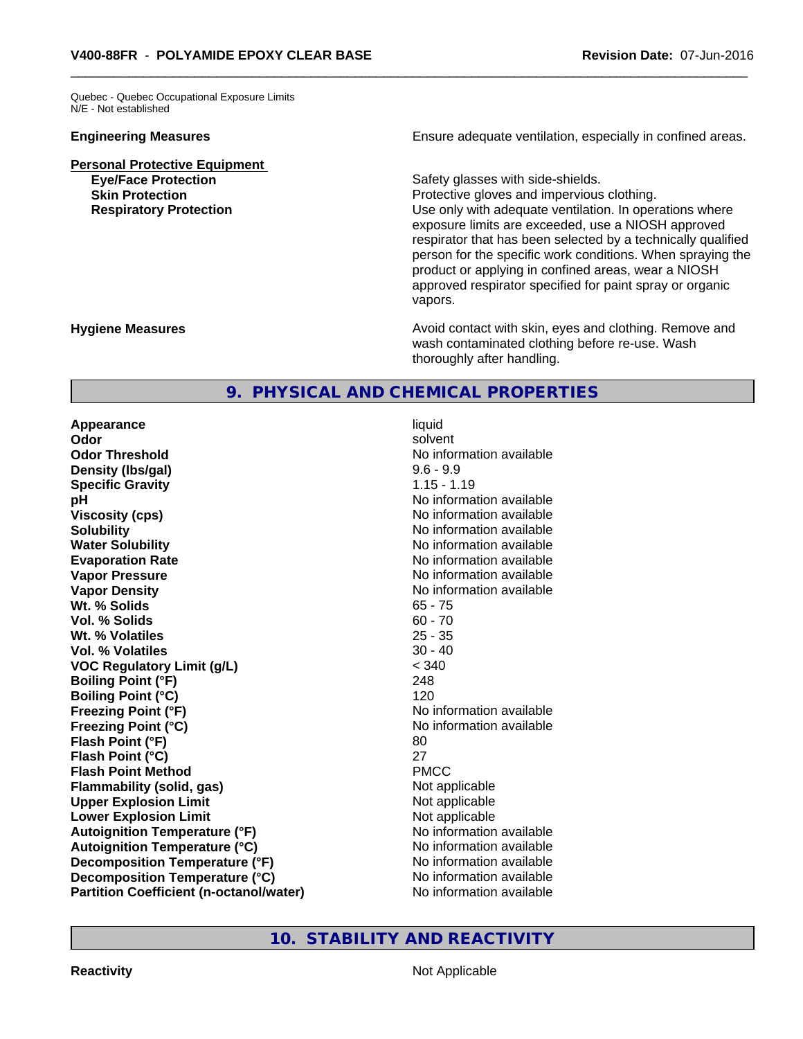Quebec - Quebec Occupational Exposure Limits
N/E - Not established

| | |
|---|---|
| **Engineering Measures** | Ensure adequate ventilation, especially in confined areas. |

**Personal Protective Equipment**

| | |
|---|---|
| **Eye/Face Protection** | Safety glasses with side-shields. |
| **Skin Protection** | Protective gloves and impervious clothing. |
| **Respiratory Protection** | Use only with adequate ventilation. In operations where exposure limits are exceeded, use a NIOSH approved respirator that has been selected by a technically qualified person for the specific work conditions. When spraying the product or applying in confined areas, wear a NIOSH approved respirator specified for paint spray or organic vapors. |

| | |
|---|---|
| **Hygiene Measures** | Avoid contact with skin, eyes and clothing. Remove and wash contaminated clothing before re-use. Wash thoroughly after handling. |

## 9. PHYSICAL AND CHEMICAL PROPERTIES

| | |
|---|---|
| **Appearance** | liquid |
| **Odor** | solvent |
| **Odor Threshold** | No information available |
| **Density (lbs/gal)** | 9.6 - 9.9 |
| **Specific Gravity** | 1.15 - 1.19 |
| **pH** | No information available |
| **Viscosity (cps)** | No information available |
| **Solubility** | No information available |
| **Water Solubility** | No information available |
| **Evaporation Rate** | No information available |
| **Vapor Pressure** | No information available |
| **Vapor Density** | No information available |
| **Wt. % Solids** | 65 - 75 |
| **Vol. % Solids** | 60 - 70 |
| **Wt. % Volatiles** | 25 - 35 |
| **Vol. % Volatiles** | 30 - 40 |
| **VOC Regulatory Limit (g/L)** | < 340 |
| **Boiling Point (°F)** | 248 |
| **Boiling Point (°C)** | 120 |
| **Freezing Point (°F)** | No information available |
| **Freezing Point (°C)** | No information available |
| **Flash Point (°F)** | 80 |
| **Flash Point (°C)** | 27 |
| **Flash Point Method** | PMCC |
| **Flammability (solid, gas)** | Not applicable |
| **Upper Explosion Limit** | Not applicable |
| **Lower Explosion Limit** | Not applicable |
| **Autoignition Temperature (°F)** | No information available |
| **Autoignition Temperature (°C)** | No information available |
| **Decomposition Temperature (°F)** | No information available |
| **Decomposition Temperature (°C)** | No information available |
| **Partition Coefficient (n-octanol/water)** | No information available |

## 10. STABILITY AND REACTIVITY

| | |
|---|---|
| **Reactivity** | Not Applicable |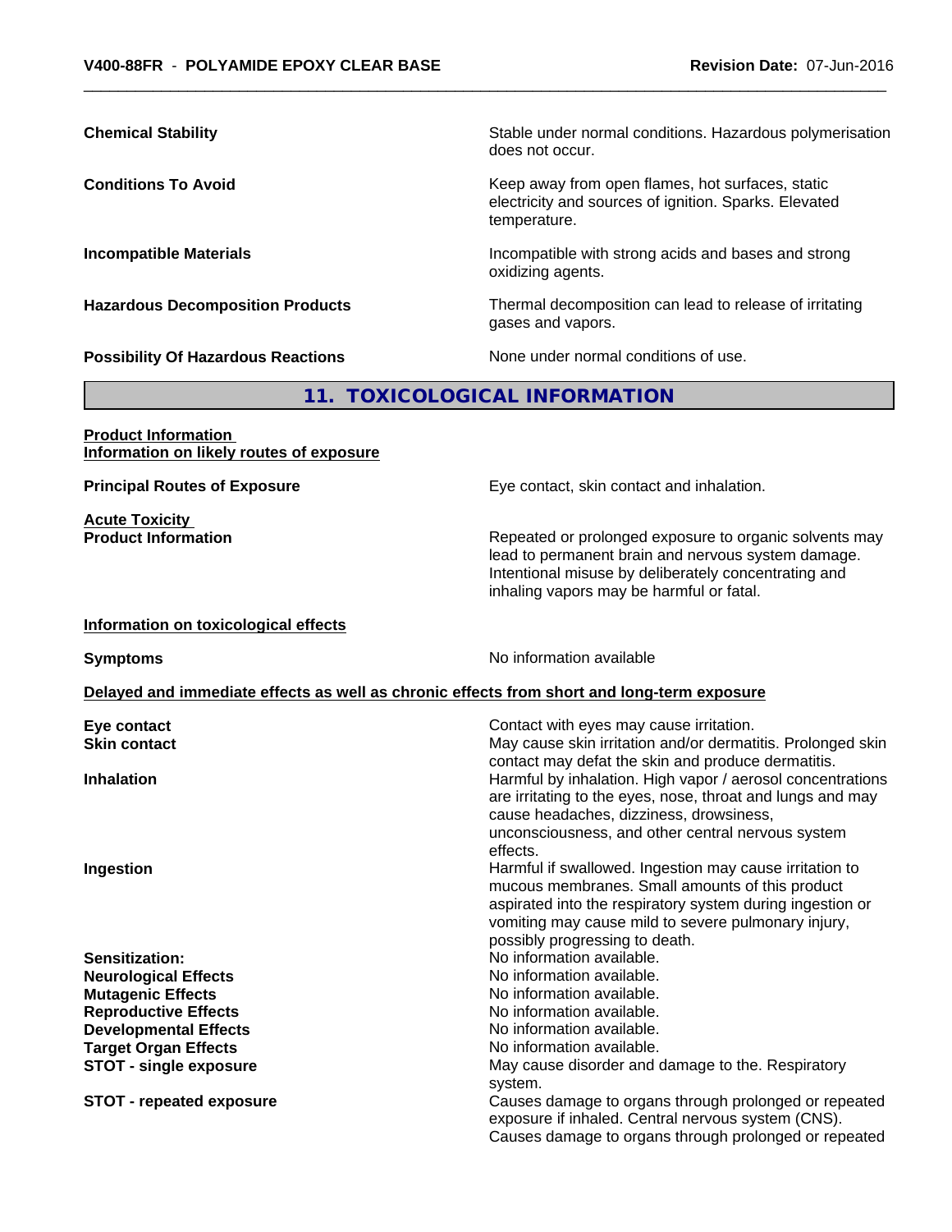| | |
|---|---|
| **Chemical Stability** | Stable under normal conditions. Hazardous polymerisation does not occur. |
| **Conditions To Avoid** | Keep away from open flames, hot surfaces, static electricity and sources of ignition. Sparks. Elevated temperature. |
| **Incompatible Materials** | Incompatible with strong acids and bases and strong oxidizing agents. |
| **Hazardous Decomposition Products** | Thermal decomposition can lead to release of irritating gases and vapors. |
| **Possibility Of Hazardous Reactions** | None under normal conditions of use. |

## 11. TOXICOLOGICAL INFORMATION

**Product Information**
**Information on likely routes of exposure**

**Principal Routes of Exposure** — Eye contact, skin contact and inhalation.

**Acute Toxicity**
**Product Information** — Repeated or prolonged exposure to organic solvents may lead to permanent brain and nervous system damage. Intentional misuse by deliberately concentrating and inhaling vapors may be harmful or fatal.

**Information on toxicological effects**

**Symptoms** — No information available

**Delayed and immediate effects as well as chronic effects from short and long-term exposure**

| | |
|---|---|
| **Eye contact** | Contact with eyes may cause irritation. |
| **Skin contact** | May cause skin irritation and/or dermatitis. Prolonged skin contact may defat the skin and produce dermatitis. |
| **Inhalation** | Harmful by inhalation. High vapor / aerosol concentrations are irritating to the eyes, nose, throat and lungs and may cause headaches, dizziness, drowsiness, unconsciousness, and other central nervous system effects. |
| **Ingestion** | Harmful if swallowed. Ingestion may cause irritation to mucous membranes. Small amounts of this product aspirated into the respiratory system during ingestion or vomiting may cause mild to severe pulmonary injury, possibly progressing to death. |
| **Sensitization:** | No information available. |
| **Neurological Effects** | No information available. |
| **Mutagenic Effects** | No information available. |
| **Reproductive Effects** | No information available. |
| **Developmental Effects** | No information available. |
| **Target Organ Effects** | No information available. |
| **STOT - single exposure** | May cause disorder and damage to the. Respiratory system. |
| **STOT - repeated exposure** | Causes damage to organs through prolonged or repeated exposure if inhaled. Central nervous system (CNS). Causes damage to organs through prolonged or repeated |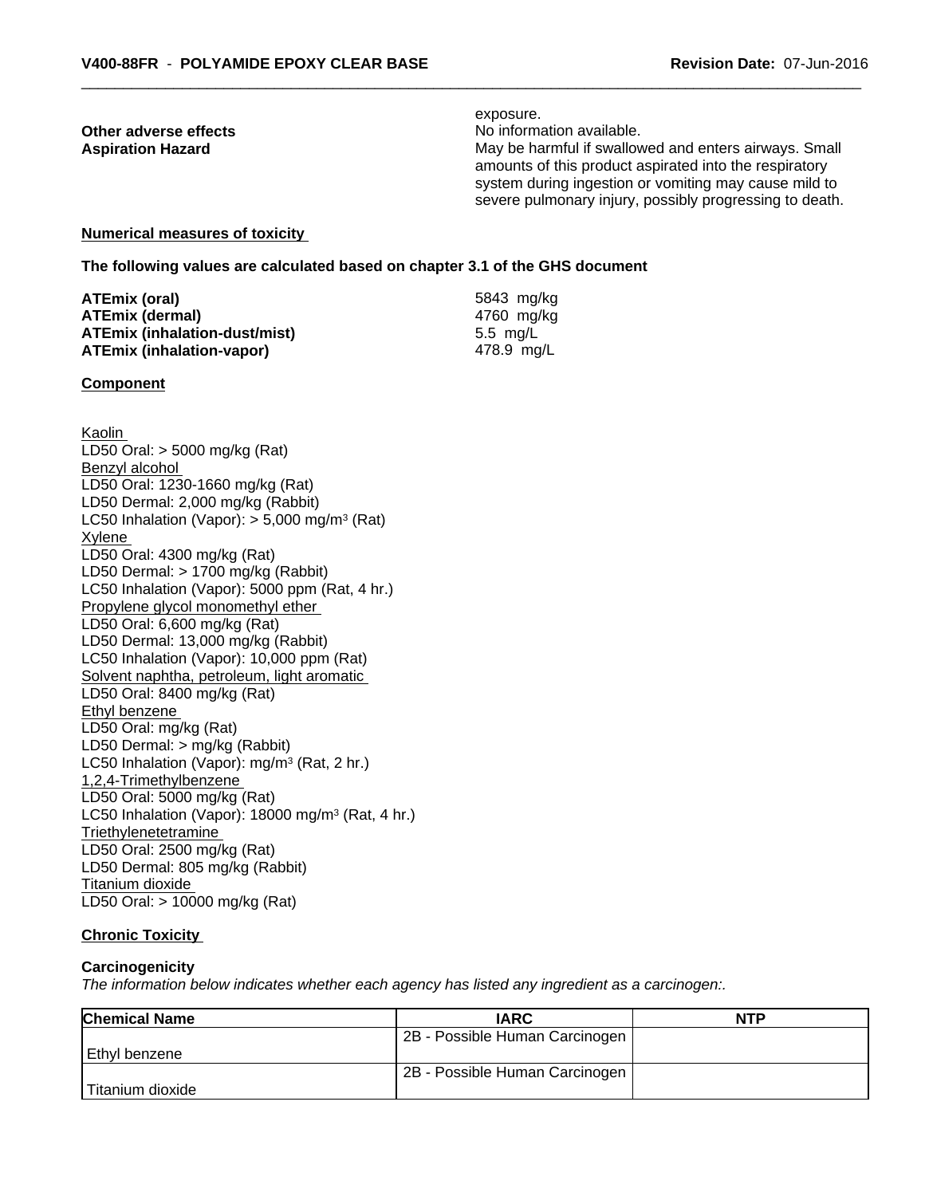exposure.

**Other adverse effects** No information available.

**Aspiration Hazard** May be harmful if swallowed and enters airways. Small amounts of this product aspirated into the respiratory system during ingestion or vomiting may cause mild to severe pulmonary injury, possibly progressing to death.

**Numerical measures of toxicity**

**The following values are calculated based on chapter 3.1 of the GHS document**

**ATEmix (oral)** 5843 mg/kg
**ATEmix (dermal)** 4760 mg/kg
**ATEmix (inhalation-dust/mist)** 5.5 mg/L
**ATEmix (inhalation-vapor)** 478.9 mg/L

**Component**

Kaolin
LD50 Oral: > 5000 mg/kg (Rat)
Benzyl alcohol
LD50 Oral: 1230-1660 mg/kg (Rat)
LD50 Dermal: 2,000 mg/kg (Rabbit)
LC50 Inhalation (Vapor): > 5,000 mg/m$^3$ (Rat)
Xylene
LD50 Oral: 4300 mg/kg (Rat)
LD50 Dermal: > 1700 mg/kg (Rabbit)
LC50 Inhalation (Vapor): 5000 ppm (Rat, 4 hr.)
Propylene glycol monomethyl ether
LD50 Oral: 6,600 mg/kg (Rat)
LD50 Dermal: 13,000 mg/kg (Rabbit)
LC50 Inhalation (Vapor): 10,000 ppm (Rat)
Solvent naphtha, petroleum, light aromatic
LD50 Oral: 8400 mg/kg (Rat)
Ethyl benzene
LD50 Oral: mg/kg (Rat)
LD50 Dermal: > mg/kg (Rabbit)
LC50 Inhalation (Vapor): mg/m$^3$ (Rat, 2 hr.)
1,2,4-Trimethylbenzene
LD50 Oral: 5000 mg/kg (Rat)
LC50 Inhalation (Vapor): 18000 mg/m$^3$ (Rat, 4 hr.)
Triethylenetetramine
LD50 Oral: 2500 mg/kg (Rat)
LD50 Dermal: 805 mg/kg (Rabbit)
Titanium dioxide
LD50 Oral: > 10000 mg/kg (Rat)

**Chronic Toxicity**

**Carcinogenicity**

*The information below indicates whether each agency has listed any ingredient as a carcinogen:.*

| Chemical Name | IARC | NTP |
|---|---|---|
| Ethyl benzene | 2B - Possible Human Carcinogen | |
| Titanium dioxide | 2B - Possible Human Carcinogen | |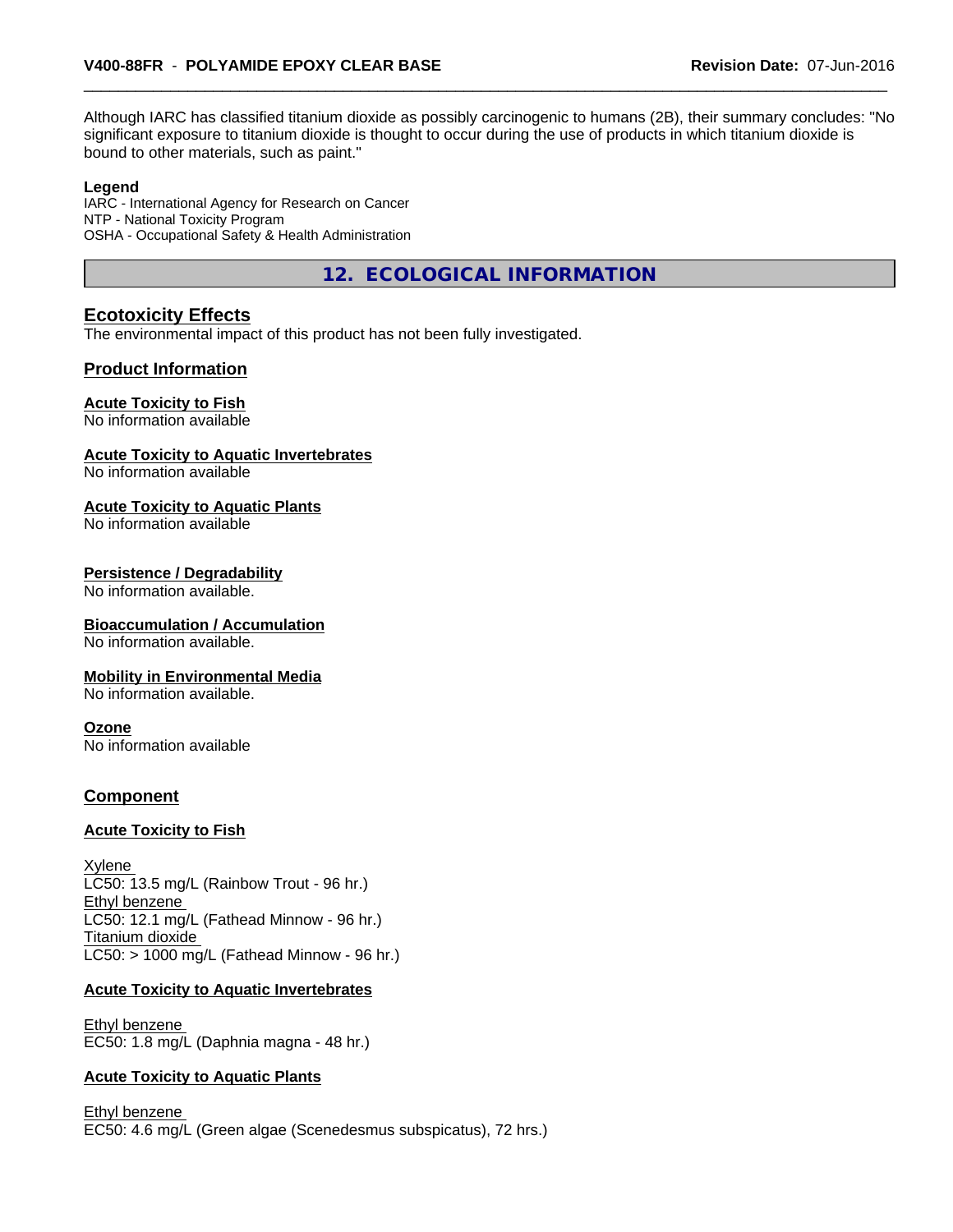Although IARC has classified titanium dioxide as possibly carcinogenic to humans (2B), their summary concludes: "No significant exposure to titanium dioxide is thought to occur during the use of products in which titanium dioxide is bound to other materials, such as paint."

**Legend**
IARC - International Agency for Research on Cancer
NTP - National Toxicity Program
OSHA - Occupational Safety & Health Administration

## 12. ECOLOGICAL INFORMATION

### Ecotoxicity Effects

The environmental impact of this product has not been fully investigated.

### Product Information

**Acute Toxicity to Fish**
No information available

**Acute Toxicity to Aquatic Invertebrates**
No information available

**Acute Toxicity to Aquatic Plants**
No information available

**Persistence / Degradability**
No information available.

**Bioaccumulation / Accumulation**
No information available.

**Mobility in Environmental Media**
No information available.

**Ozone**
No information available

### Component

**Acute Toxicity to Fish**

Xylene
LC50: 13.5 mg/L (Rainbow Trout - 96 hr.)
Ethyl benzene
LC50: 12.1 mg/L (Fathead Minnow - 96 hr.)
Titanium dioxide
LC50: > 1000 mg/L (Fathead Minnow - 96 hr.)

**Acute Toxicity to Aquatic Invertebrates**

Ethyl benzene
EC50: 1.8 mg/L (Daphnia magna - 48 hr.)

**Acute Toxicity to Aquatic Plants**

Ethyl benzene
EC50: 4.6 mg/L (Green algae (Scenedesmus subspicatus), 72 hrs.)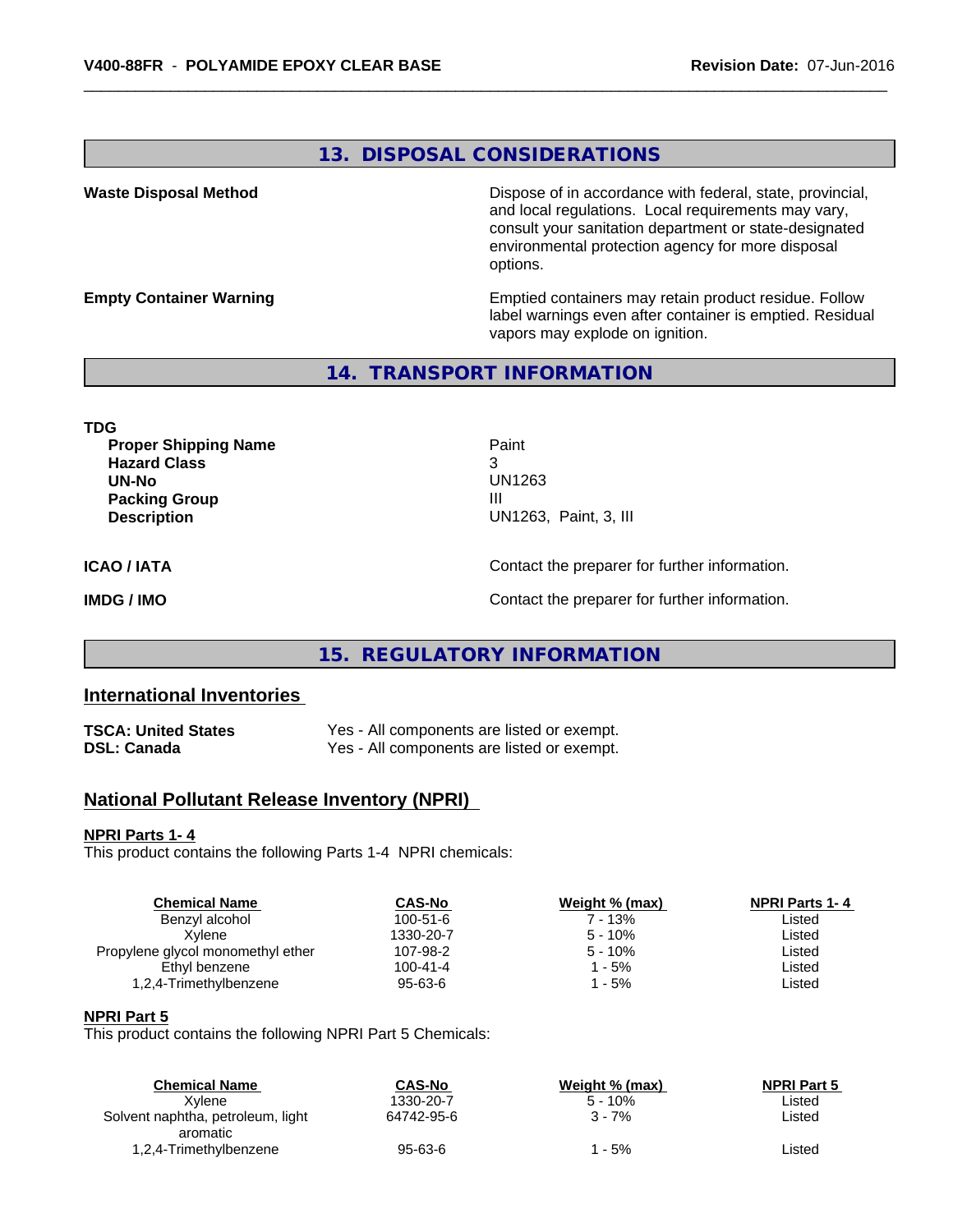## 13. DISPOSAL CONSIDERATIONS

**Waste Disposal Method**

Dispose of in accordance with federal, state, provincial, and local regulations. Local requirements may vary, consult your sanitation department or state-designated environmental protection agency for more disposal options.

**Empty Container Warning**

Emptied containers may retain product residue. Follow label warnings even after container is emptied. Residual vapors may explode on ignition.

## 14. TRANSPORT INFORMATION

**TDG**

| | |
|---|---|
| **Proper Shipping Name** | Paint |
| **Hazard Class** | 3 |
| **UN-No** | UN1263 |
| **Packing Group** | III |
| **Description** | UN1263, Paint, 3, III |

**ICAO / IATA** — Contact the preparer for further information.

**IMDG / IMO** — Contact the preparer for further information.

## 15. REGULATORY INFORMATION

### International Inventories

| | |
|---|---|
| **TSCA: United States** | Yes - All components are listed or exempt. |
| **DSL: Canada** | Yes - All components are listed or exempt. |

### National Pollutant Release Inventory (NPRI)

**NPRI Parts 1- 4**

This product contains the following Parts 1-4 NPRI chemicals:

| Chemical Name | CAS-No | Weight % (max) | NPRI Parts 1- 4 |
|---|---|---|---|
| Benzyl alcohol | 100-51-6 | 7 - 13% | Listed |
| Xylene | 1330-20-7 | 5 - 10% | Listed |
| Propylene glycol monomethyl ether | 107-98-2 | 5 - 10% | Listed |
| Ethyl benzene | 100-41-4 | 1 - 5% | Listed |
| 1,2,4-Trimethylbenzene | 95-63-6 | 1 - 5% | Listed |

**NPRI Part 5**

This product contains the following NPRI Part 5 Chemicals:

| Chemical Name | CAS-No | Weight % (max) | NPRI Part 5 |
|---|---|---|---|
| Xylene | 1330-20-7 | 5 - 10% | Listed |
| Solvent naphtha, petroleum, light aromatic | 64742-95-6 | 3 - 7% | Listed |
| 1,2,4-Trimethylbenzene | 95-63-6 | 1 - 5% | Listed |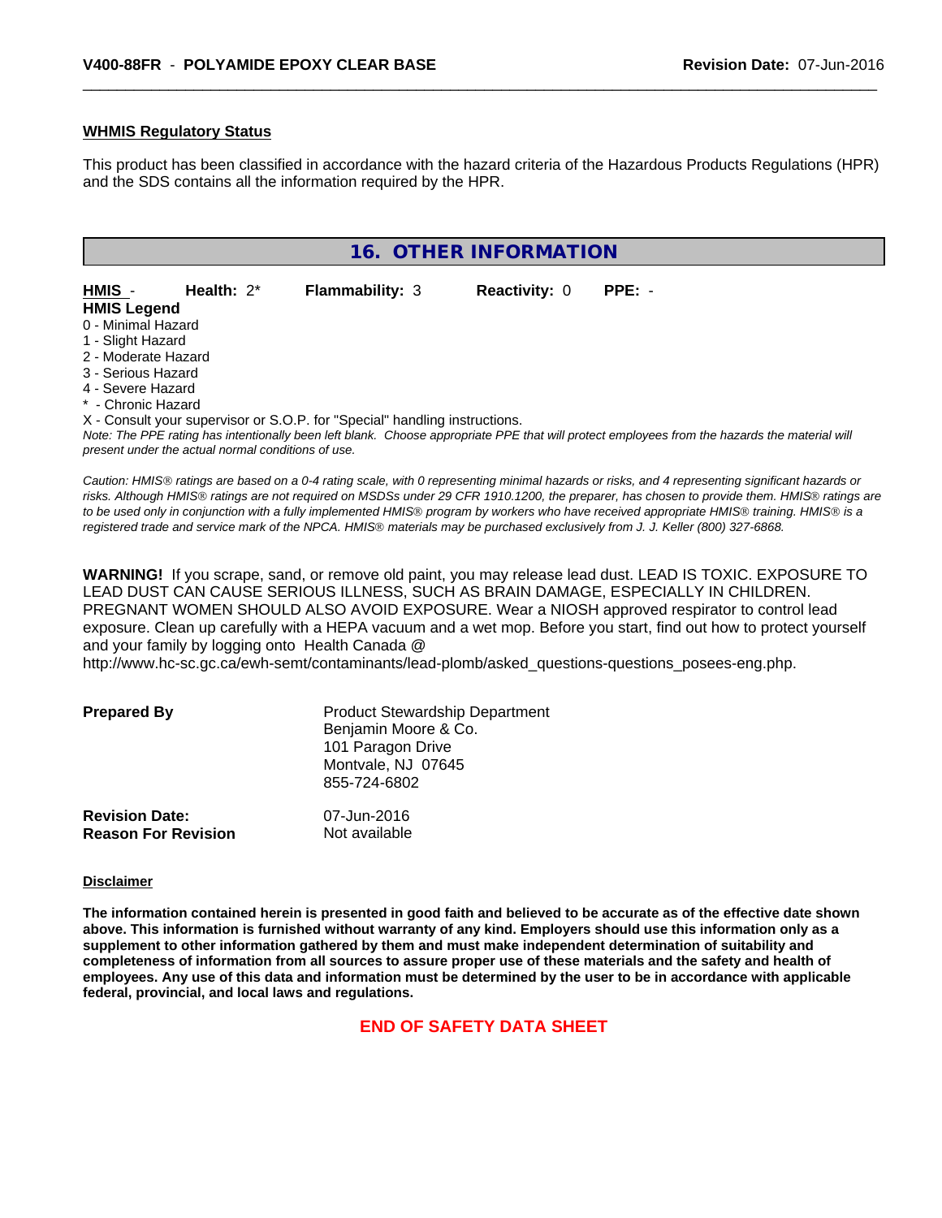#### WHMIS Regulatory Status

This product has been classified in accordance with the hazard criteria of the Hazardous Products Regulations (HPR) and the SDS contains all the information required by the HPR.

## 16. OTHER INFORMATION

**HMIS** - **Health:** 2* **Flammability:** 3 **Reactivity:** 0 **PPE:** -

**HMIS Legend**

0 - Minimal Hazard
1 - Slight Hazard
2 - Moderate Hazard
3 - Serious Hazard
4 - Severe Hazard
* - Chronic Hazard
X - Consult your supervisor or S.O.P. for "Special" handling instructions.

*Note: The PPE rating has intentionally been left blank. Choose appropriate PPE that will protect employees from the hazards the material will present under the actual normal conditions of use.*

*Caution: HMIS® ratings are based on a 0-4 rating scale, with 0 representing minimal hazards or risks, and 4 representing significant hazards or risks. Although HMIS® ratings are not required on MSDSs under 29 CFR 1910.1200, the preparer, has chosen to provide them. HMIS® ratings are to be used only in conjunction with a fully implemented HMIS® program by workers who have received appropriate HMIS® training. HMIS® is a registered trade and service mark of the NPCA. HMIS® materials may be purchased exclusively from J. J. Keller (800) 327-6868.*

**WARNING!** If you scrape, sand, or remove old paint, you may release lead dust. LEAD IS TOXIC. EXPOSURE TO LEAD DUST CAN CAUSE SERIOUS ILLNESS, SUCH AS BRAIN DAMAGE, ESPECIALLY IN CHILDREN. PREGNANT WOMEN SHOULD ALSO AVOID EXPOSURE. Wear a NIOSH approved respirator to control lead exposure. Clean up carefully with a HEPA vacuum and a wet mop. Before you start, find out how to protect yourself and your family by logging onto Health Canada @ http://www.hc-sc.gc.ca/ewh-semt/contaminants/lead-plomb/asked_questions-questions_posees-eng.php.

| | |
|---|---|
| **Prepared By** | Product Stewardship Department<br>Benjamin Moore & Co.<br>101 Paragon Drive<br>Montvale, NJ 07645<br>855-724-6802 |
| **Revision Date:** | 07-Jun-2016 |
| **Reason For Revision** | Not available |

#### Disclaimer

**The information contained herein is presented in good faith and believed to be accurate as of the effective date shown above. This information is furnished without warranty of any kind. Employers should use this information only as a supplement to other information gathered by them and must make independent determination of suitability and completeness of information from all sources to assure proper use of these materials and the safety and health of employees. Any use of this data and information must be determined by the user to be in accordance with applicable federal, provincial, and local laws and regulations.**

**END OF SAFETY DATA SHEET**